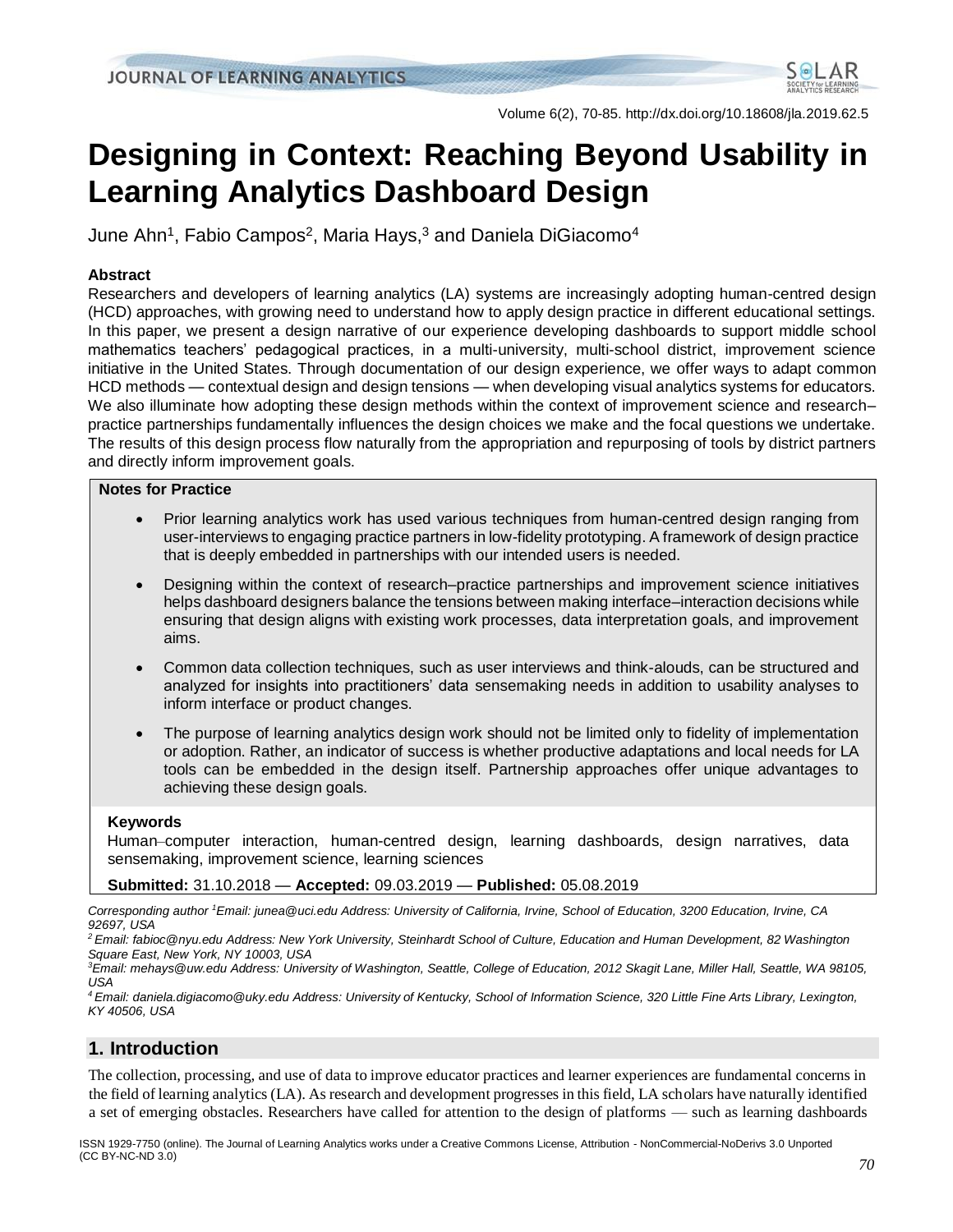# Designing in Context: Reaching Beyond Usability in Learning Analytics Dashboard Design

June Ahn[1], Fabio Campos[2], Maria Hays,[3] and Daniela DiGiacomo[4]

### Abstract

Researchers and developers of learning analytics (LA) systems are increasingly adopting human-centred design (HCD) approaches, with growing need to understand how to apply design practice in different educational settings. In this paper, we present a design narrative of our experience developing dashboards to support middle school mathematics teachers' pedagogical practices, in a multi-university, multi-school district, improvement science initiative in the United States. Through documentation of our design experience, we offer ways to adapt common HCD methods — contextual design and design tensions — when developing visual analytics systems for educators. We also illuminate how adopting these design methods within the context of improvement science and research–practice partnerships fundamentally influences the design choices we make and the focal questions we undertake. The results of this design process flow naturally from the appropriation and repurposing of tools by district partners and directly inform improvement goals.

### Notes for Practice

- Prior learning analytics work has used various techniques from human-centred design ranging from user-interviews to engaging practice partners in low-fidelity prototyping. A framework of design practice that is deeply embedded in partnerships with our intended users is needed.
- Designing within the context of research–practice partnerships and improvement science initiatives helps dashboard designers balance the tensions between making interface–interaction decisions while ensuring that design aligns with existing work processes, data interpretation goals, and improvement aims.
- Common data collection techniques, such as user interviews and think-alouds, can be structured and analyzed for insights into practitioners' data sensemaking needs in addition to usability analyses to inform interface or product changes.
- The purpose of learning analytics design work should not be limited only to fidelity of implementation or adoption. Rather, an indicator of success is whether productive adaptations and local needs for LA tools can be embedded in the design itself. Partnership approaches offer unique advantages to achieving these design goals.

### Keywords

Human–computer interaction, human-centred design, learning dashboards, design narratives, data sensemaking, improvement science, learning sciences

**Submitted:** 31.10.2018 — **Accepted:** 09.03.2019 — **Published:** 05.08.2019

*Corresponding author [1]Email: junea@uci.edu Address: University of California, Irvine, School of Education, 3200 Education, Irvine, CA 92697, USA*

*[2] Email: fabioc@nyu.edu Address: New York University, Steinhardt School of Culture, Education and Human Development, 82 Washington Square East, New York, NY 10003, USA*

*[3]Email: mehays@uw.edu Address: University of Washington, Seattle, College of Education, 2012 Skagit Lane, Miller Hall, Seattle, WA 98105, USA*

*[4] Email: daniela.digiacomo@uky.edu Address: University of Kentucky, School of Information Science, 320 Little Fine Arts Library, Lexington, KY 40506, USA*

## 1. Introduction

The collection, processing, and use of data to improve educator practices and learner experiences are fundamental concerns in the field of learning analytics (LA). As research and development progresses in this field, LA scholars have naturally identified a set of emerging obstacles. Researchers have called for attention to the design of platforms — such as learning dashboards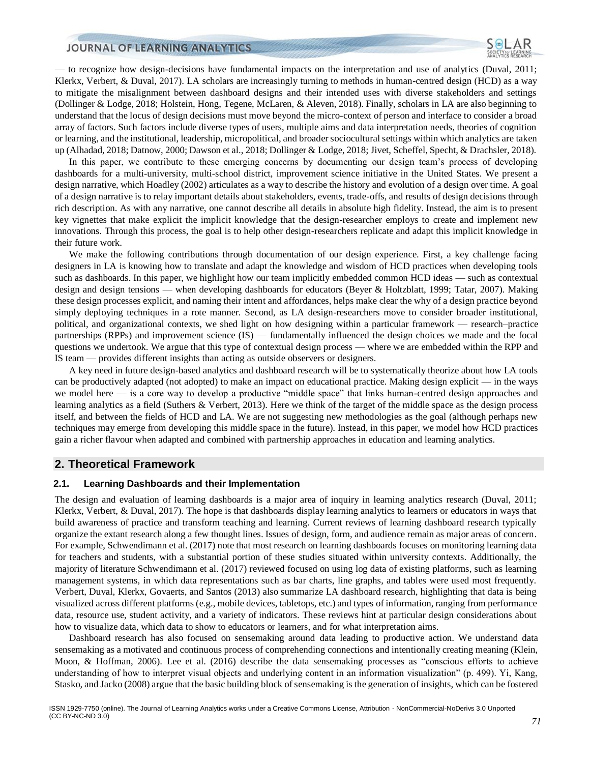— to recognize how design-decisions have fundamental impacts on the interpretation and use of analytics (Duval, 2011; Klerkx, Verbert, & Duval, 2017). LA scholars are increasingly turning to methods in human-centred design (HCD) as a way to mitigate the misalignment between dashboard designs and their intended uses with diverse stakeholders and settings (Dollinger & Lodge, 2018; Holstein, Hong, Tegene, McLaren, & Aleven, 2018). Finally, scholars in LA are also beginning to understand that the locus of design decisions must move beyond the micro-context of person and interface to consider a broad array of factors. Such factors include diverse types of users, multiple aims and data interpretation needs, theories of cognition or learning, and the institutional, leadership, micropolitical, and broader sociocultural settings within which analytics are taken up (Alhadad, 2018; Datnow, 2000; Dawson et al., 2018; Dollinger & Lodge, 2018; Jivet, Scheffel, Specht, & Drachsler, 2018).

In this paper, we contribute to these emerging concerns by documenting our design team's process of developing dashboards for a multi-university, multi-school district, improvement science initiative in the United States. We present a design narrative, which Hoadley (2002) articulates as a way to describe the history and evolution of a design over time. A goal of a design narrative is to relay important details about stakeholders, events, trade-offs, and results of design decisions through rich description. As with any narrative, one cannot describe all details in absolute high fidelity. Instead, the aim is to present key vignettes that make explicit the implicit knowledge that the design-researcher employs to create and implement new innovations. Through this process, the goal is to help other design-researchers replicate and adapt this implicit knowledge in their future work.

We make the following contributions through documentation of our design experience. First, a key challenge facing designers in LA is knowing how to translate and adapt the knowledge and wisdom of HCD practices when developing tools such as dashboards. In this paper, we highlight how our team implicitly embedded common HCD ideas — such as contextual design and design tensions — when developing dashboards for educators (Beyer & Holtzblatt, 1999; Tatar, 2007). Making these design processes explicit, and naming their intent and affordances, helps make clear the why of a design practice beyond simply deploying techniques in a rote manner. Second, as LA design-researchers move to consider broader institutional, political, and organizational contexts, we shed light on how designing within a particular framework — research–practice partnerships (RPPs) and improvement science (IS) — fundamentally influenced the design choices we made and the focal questions we undertook. We argue that this type of contextual design process — where we are embedded within the RPP and IS team — provides different insights than acting as outside observers or designers.

A key need in future design-based analytics and dashboard research will be to systematically theorize about how LA tools can be productively adapted (not adopted) to make an impact on educational practice. Making design explicit — in the ways we model here — is a core way to develop a productive "middle space" that links human-centred design approaches and learning analytics as a field (Suthers & Verbert, 2013). Here we think of the target of the middle space as the design process itself, and between the fields of HCD and LA. We are not suggesting new methodologies as the goal (although perhaps new techniques may emerge from developing this middle space in the future). Instead, in this paper, we model how HCD practices gain a richer flavour when adapted and combined with partnership approaches in education and learning analytics.

## 2. Theoretical Framework

### 2.1. Learning Dashboards and their Implementation

The design and evaluation of learning dashboards is a major area of inquiry in learning analytics research (Duval, 2011; Klerkx, Verbert, & Duval, 2017). The hope is that dashboards display learning analytics to learners or educators in ways that build awareness of practice and transform teaching and learning. Current reviews of learning dashboard research typically organize the extant research along a few thought lines. Issues of design, form, and audience remain as major areas of concern. For example, Schwendimann et al. (2017) note that most research on learning dashboards focuses on monitoring learning data for teachers and students, with a substantial portion of these studies situated within university contexts. Additionally, the majority of literature Schwendimann et al. (2017) reviewed focused on using log data of existing platforms, such as learning management systems, in which data representations such as bar charts, line graphs, and tables were used most frequently. Verbert, Duval, Klerkx, Govaerts, and Santos (2013) also summarize LA dashboard research, highlighting that data is being visualized across different platforms (e.g., mobile devices, tabletops, etc.) and types of information, ranging from performance data, resource use, student activity, and a variety of indicators. These reviews hint at particular design considerations about how to visualize data, which data to show to educators or learners, and for what interpretation aims.

Dashboard research has also focused on sensemaking around data leading to productive action. We understand data sensemaking as a motivated and continuous process of comprehending connections and intentionally creating meaning (Klein, Moon, & Hoffman, 2006). Lee et al. (2016) describe the data sensemaking processes as "conscious efforts to achieve understanding of how to interpret visual objects and underlying content in an information visualization" (p. 499). Yi, Kang, Stasko, and Jacko (2008) argue that the basic building block of sensemaking is the generation of insights, which can be fostered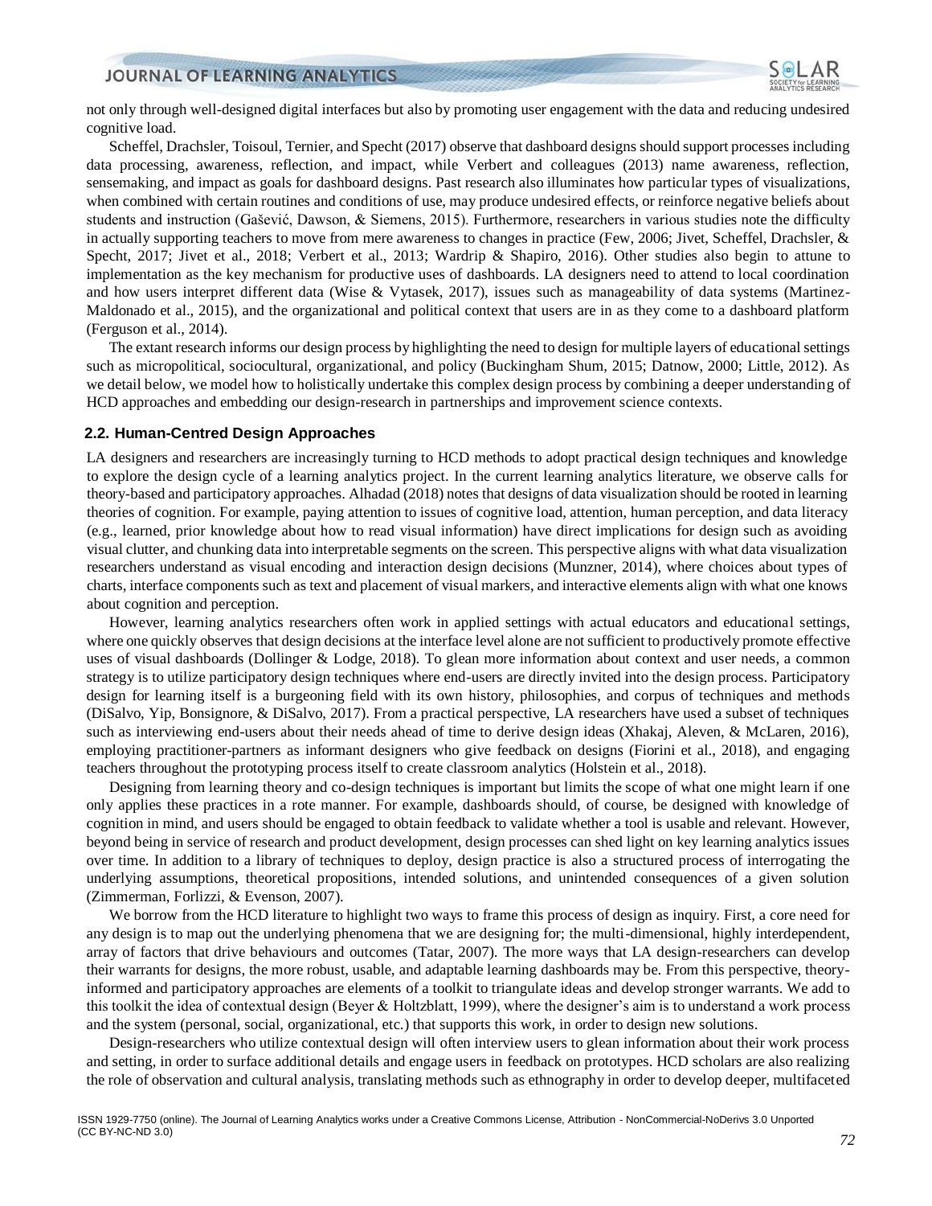not only through well-designed digital interfaces but also by promoting user engagement with the data and reducing undesired cognitive load.

Scheffel, Drachsler, Toisoul, Ternier, and Specht (2017) observe that dashboard designs should support processes including data processing, awareness, reflection, and impact, while Verbert and colleagues (2013) name awareness, reflection, sensemaking, and impact as goals for dashboard designs. Past research also illuminates how particular types of visualizations, when combined with certain routines and conditions of use, may produce undesired effects, or reinforce negative beliefs about students and instruction (Gašević, Dawson, & Siemens, 2015). Furthermore, researchers in various studies note the difficulty in actually supporting teachers to move from mere awareness to changes in practice (Few, 2006; Jivet, Scheffel, Drachsler, & Specht, 2017; Jivet et al., 2018; Verbert et al., 2013; Wardrip & Shapiro, 2016). Other studies also begin to attune to implementation as the key mechanism for productive uses of dashboards. LA designers need to attend to local coordination and how users interpret different data (Wise & Vytasek, 2017), issues such as manageability of data systems (Martinez-Maldonado et al., 2015), and the organizational and political context that users are in as they come to a dashboard platform (Ferguson et al., 2014).

The extant research informs our design process by highlighting the need to design for multiple layers of educational settings such as micropolitical, sociocultural, organizational, and policy (Buckingham Shum, 2015; Datnow, 2000; Little, 2012). As we detail below, we model how to holistically undertake this complex design process by combining a deeper understanding of HCD approaches and embedding our design-research in partnerships and improvement science contexts.

### 2.2. Human-Centred Design Approaches

LA designers and researchers are increasingly turning to HCD methods to adopt practical design techniques and knowledge to explore the design cycle of a learning analytics project. In the current learning analytics literature, we observe calls for theory-based and participatory approaches. Alhadad (2018) notes that designs of data visualization should be rooted in learning theories of cognition. For example, paying attention to issues of cognitive load, attention, human perception, and data literacy (e.g., learned, prior knowledge about how to read visual information) have direct implications for design such as avoiding visual clutter, and chunking data into interpretable segments on the screen. This perspective aligns with what data visualization researchers understand as visual encoding and interaction design decisions (Munzner, 2014), where choices about types of charts, interface components such as text and placement of visual markers, and interactive elements align with what one knows about cognition and perception.

However, learning analytics researchers often work in applied settings with actual educators and educational settings, where one quickly observes that design decisions at the interface level alone are not sufficient to productively promote effective uses of visual dashboards (Dollinger & Lodge, 2018). To glean more information about context and user needs, a common strategy is to utilize participatory design techniques where end-users are directly invited into the design process. Participatory design for learning itself is a burgeoning field with its own history, philosophies, and corpus of techniques and methods (DiSalvo, Yip, Bonsignore, & DiSalvo, 2017). From a practical perspective, LA researchers have used a subset of techniques such as interviewing end-users about their needs ahead of time to derive design ideas (Xhakaj, Aleven, & McLaren, 2016), employing practitioner-partners as informant designers who give feedback on designs (Fiorini et al., 2018), and engaging teachers throughout the prototyping process itself to create classroom analytics (Holstein et al., 2018).

Designing from learning theory and co-design techniques is important but limits the scope of what one might learn if one only applies these practices in a rote manner. For example, dashboards should, of course, be designed with knowledge of cognition in mind, and users should be engaged to obtain feedback to validate whether a tool is usable and relevant. However, beyond being in service of research and product development, design processes can shed light on key learning analytics issues over time. In addition to a library of techniques to deploy, design practice is also a structured process of interrogating the underlying assumptions, theoretical propositions, intended solutions, and unintended consequences of a given solution (Zimmerman, Forlizzi, & Evenson, 2007).

We borrow from the HCD literature to highlight two ways to frame this process of design as inquiry. First, a core need for any design is to map out the underlying phenomena that we are designing for; the multi-dimensional, highly interdependent, array of factors that drive behaviours and outcomes (Tatar, 2007). The more ways that LA design-researchers can develop their warrants for designs, the more robust, usable, and adaptable learning dashboards may be. From this perspective, theory-informed and participatory approaches are elements of a toolkit to triangulate ideas and develop stronger warrants. We add to this toolkit the idea of contextual design (Beyer & Holtzblatt, 1999), where the designer's aim is to understand a work process and the system (personal, social, organizational, etc.) that supports this work, in order to design new solutions.

Design-researchers who utilize contextual design will often interview users to glean information about their work process and setting, in order to surface additional details and engage users in feedback on prototypes. HCD scholars are also realizing the role of observation and cultural analysis, translating methods such as ethnography in order to develop deeper, multifaceted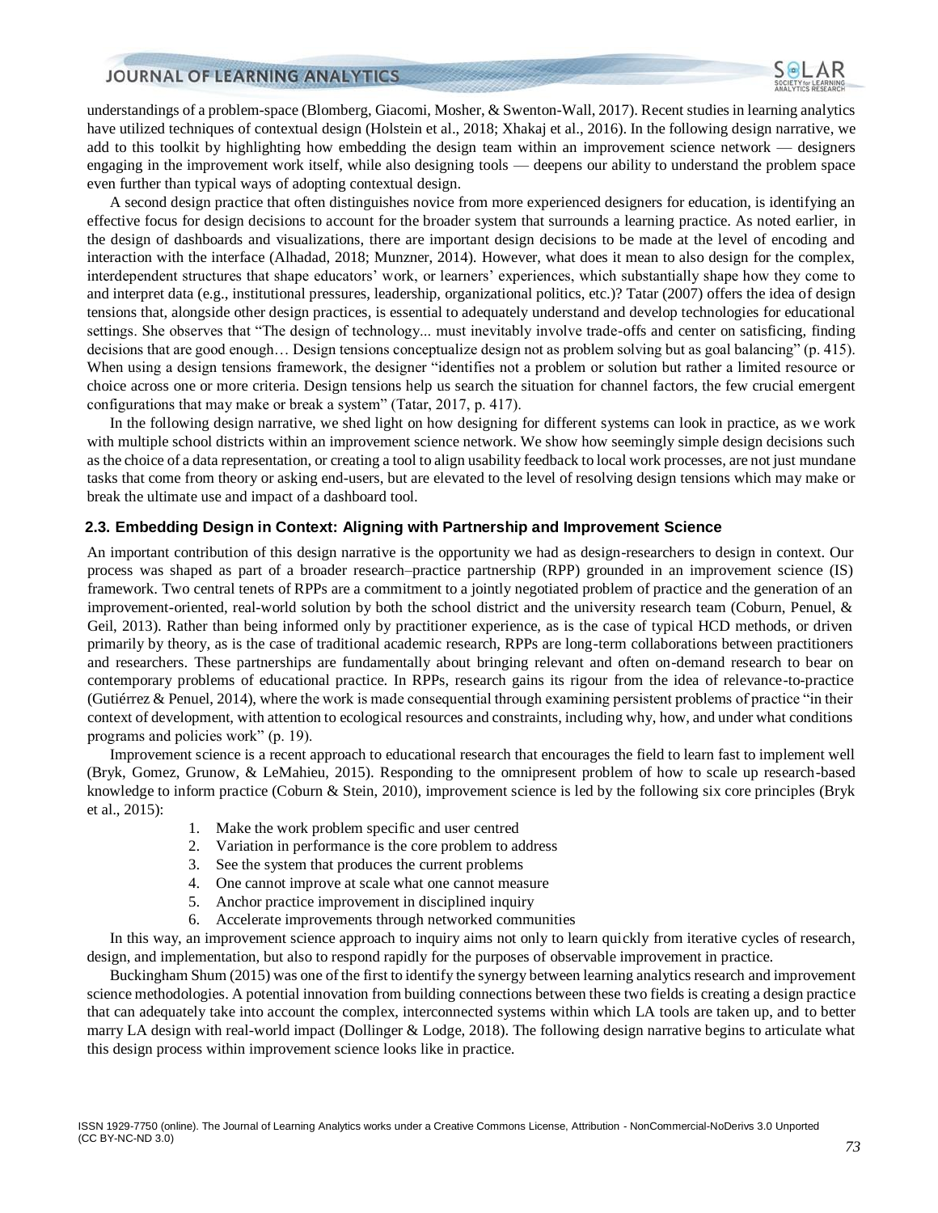understandings of a problem-space (Blomberg, Giacomi, Mosher, & Swenton-Wall, 2017). Recent studies in learning analytics have utilized techniques of contextual design (Holstein et al., 2018; Xhakaj et al., 2016). In the following design narrative, we add to this toolkit by highlighting how embedding the design team within an improvement science network — designers engaging in the improvement work itself, while also designing tools — deepens our ability to understand the problem space even further than typical ways of adopting contextual design.

A second design practice that often distinguishes novice from more experienced designers for education, is identifying an effective focus for design decisions to account for the broader system that surrounds a learning practice. As noted earlier, in the design of dashboards and visualizations, there are important design decisions to be made at the level of encoding and interaction with the interface (Alhadad, 2018; Munzner, 2014). However, what does it mean to also design for the complex, interdependent structures that shape educators' work, or learners' experiences, which substantially shape how they come to and interpret data (e.g., institutional pressures, leadership, organizational politics, etc.)? Tatar (2007) offers the idea of design tensions that, alongside other design practices, is essential to adequately understand and develop technologies for educational settings. She observes that "The design of technology... must inevitably involve trade-offs and center on satisficing, finding decisions that are good enough… Design tensions conceptualize design not as problem solving but as goal balancing" (p. 415). When using a design tensions framework, the designer "identifies not a problem or solution but rather a limited resource or choice across one or more criteria. Design tensions help us search the situation for channel factors, the few crucial emergent configurations that may make or break a system" (Tatar, 2017, p. 417).

In the following design narrative, we shed light on how designing for different systems can look in practice, as we work with multiple school districts within an improvement science network. We show how seemingly simple design decisions such as the choice of a data representation, or creating a tool to align usability feedback to local work processes, are not just mundane tasks that come from theory or asking end-users, but are elevated to the level of resolving design tensions which may make or break the ultimate use and impact of a dashboard tool.

### 2.3. Embedding Design in Context: Aligning with Partnership and Improvement Science

An important contribution of this design narrative is the opportunity we had as design-researchers to design in context. Our process was shaped as part of a broader research–practice partnership (RPP) grounded in an improvement science (IS) framework. Two central tenets of RPPs are a commitment to a jointly negotiated problem of practice and the generation of an improvement-oriented, real-world solution by both the school district and the university research team (Coburn, Penuel, & Geil, 2013). Rather than being informed only by practitioner experience, as is the case of typical HCD methods, or driven primarily by theory, as is the case of traditional academic research, RPPs are long-term collaborations between practitioners and researchers. These partnerships are fundamentally about bringing relevant and often on-demand research to bear on contemporary problems of educational practice. In RPPs, research gains its rigour from the idea of relevance-to-practice (Gutiérrez & Penuel, 2014), where the work is made consequential through examining persistent problems of practice "in their context of development, with attention to ecological resources and constraints, including why, how, and under what conditions programs and policies work" (p. 19).

Improvement science is a recent approach to educational research that encourages the field to learn fast to implement well (Bryk, Gomez, Grunow, & LeMahieu, 2015). Responding to the omnipresent problem of how to scale up research-based knowledge to inform practice (Coburn & Stein, 2010), improvement science is led by the following six core principles (Bryk et al., 2015):

1. Make the work problem specific and user centred
2. Variation in performance is the core problem to address
3. See the system that produces the current problems
4. One cannot improve at scale what one cannot measure
5. Anchor practice improvement in disciplined inquiry
6. Accelerate improvements through networked communities

In this way, an improvement science approach to inquiry aims not only to learn quickly from iterative cycles of research, design, and implementation, but also to respond rapidly for the purposes of observable improvement in practice.

Buckingham Shum (2015) was one of the first to identify the synergy between learning analytics research and improvement science methodologies. A potential innovation from building connections between these two fields is creating a design practice that can adequately take into account the complex, interconnected systems within which LA tools are taken up, and to better marry LA design with real-world impact (Dollinger & Lodge, 2018). The following design narrative begins to articulate what this design process within improvement science looks like in practice.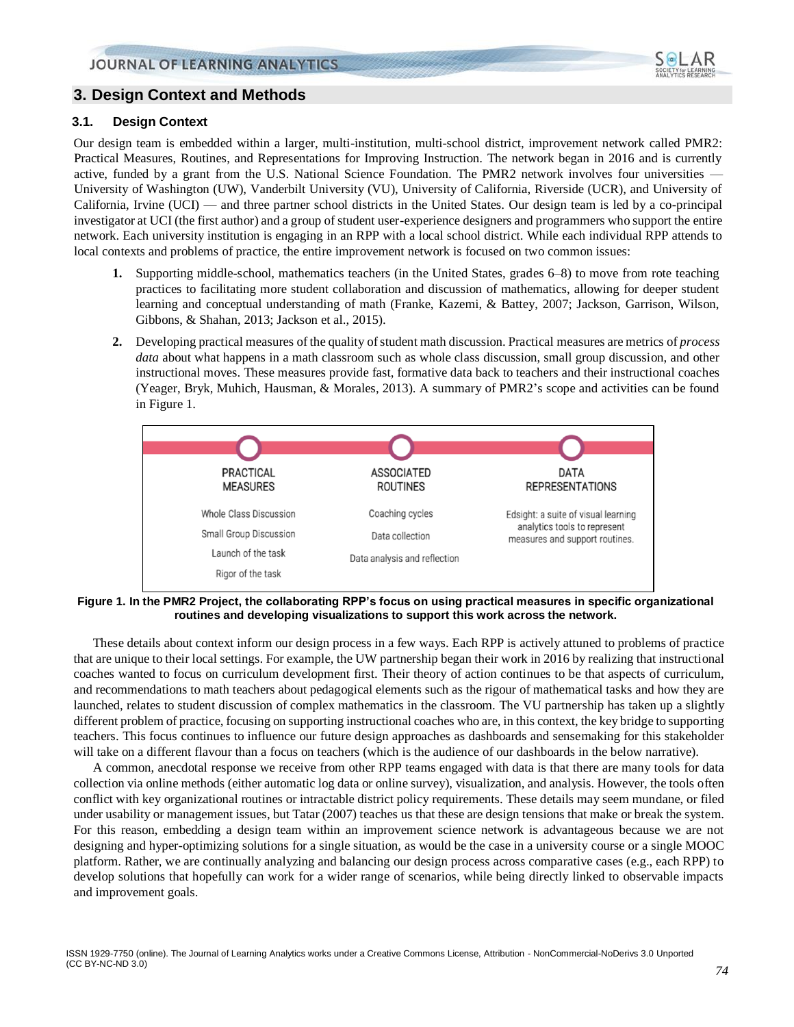## 3. Design Context and Methods

### 3.1. Design Context

Our design team is embedded within a larger, multi-institution, multi-school district, improvement network called PMR2: Practical Measures, Routines, and Representations for Improving Instruction. The network began in 2016 and is currently active, funded by a grant from the U.S. National Science Foundation. The PMR2 network involves four universities — University of Washington (UW), Vanderbilt University (VU), University of California, Riverside (UCR), and University of California, Irvine (UCI) — and three partner school districts in the United States. Our design team is led by a co-principal investigator at UCI (the first author) and a group of student user-experience designers and programmers who support the entire network. Each university institution is engaging in an RPP with a local school district. While each individual RPP attends to local contexts and problems of practice, the entire improvement network is focused on two common issues:

1. Supporting middle-school, mathematics teachers (in the United States, grades 6–8) to move from rote teaching practices to facilitating more student collaboration and discussion of mathematics, allowing for deeper student learning and conceptual understanding of math (Franke, Kazemi, & Battey, 2007; Jackson, Garrison, Wilson, Gibbons, & Shahan, 2013; Jackson et al., 2015).
2. Developing practical measures of the quality of student math discussion. Practical measures are metrics of *process data* about what happens in a math classroom such as whole class discussion, small group discussion, and other instructional moves. These measures provide fast, formative data back to teachers and their instructional coaches (Yeager, Bryk, Muhich, Hausman, & Morales, 2013). A summary of PMR2's scope and activities can be found in Figure 1.

| PRACTICAL MEASURES | ASSOCIATED ROUTINES | DATA REPRESENTATIONS |
|---|---|---|
| Whole Class Discussion | Coaching cycles | Edsight: a suite of visual learning analytics tools to represent measures and support routines. |
| Small Group Discussion | Data collection | |
| Launch of the task | Data analysis and reflection | |
| Rigor of the task | | |

**Figure 1. In the PMR2 Project, the collaborating RPP's focus on using practical measures in specific organizational routines and developing visualizations to support this work across the network.**

These details about context inform our design process in a few ways. Each RPP is actively attuned to problems of practice that are unique to their local settings. For example, the UW partnership began their work in 2016 by realizing that instructional coaches wanted to focus on curriculum development first. Their theory of action continues to be that aspects of curriculum, and recommendations to math teachers about pedagogical elements such as the rigour of mathematical tasks and how they are launched, relates to student discussion of complex mathematics in the classroom. The VU partnership has taken up a slightly different problem of practice, focusing on supporting instructional coaches who are, in this context, the key bridge to supporting teachers. This focus continues to influence our future design approaches as dashboards and sensemaking for this stakeholder will take on a different flavour than a focus on teachers (which is the audience of our dashboards in the below narrative).

A common, anecdotal response we receive from other RPP teams engaged with data is that there are many tools for data collection via online methods (either automatic log data or online survey), visualization, and analysis. However, the tools often conflict with key organizational routines or intractable district policy requirements. These details may seem mundane, or filed under usability or management issues, but Tatar (2007) teaches us that these are design tensions that make or break the system. For this reason, embedding a design team within an improvement science network is advantageous because we are not designing and hyper-optimizing solutions for a single situation, as would be the case in a university course or a single MOOC platform. Rather, we are continually analyzing and balancing our design process across comparative cases (e.g., each RPP) to develop solutions that hopefully can work for a wider range of scenarios, while being directly linked to observable impacts and improvement goals.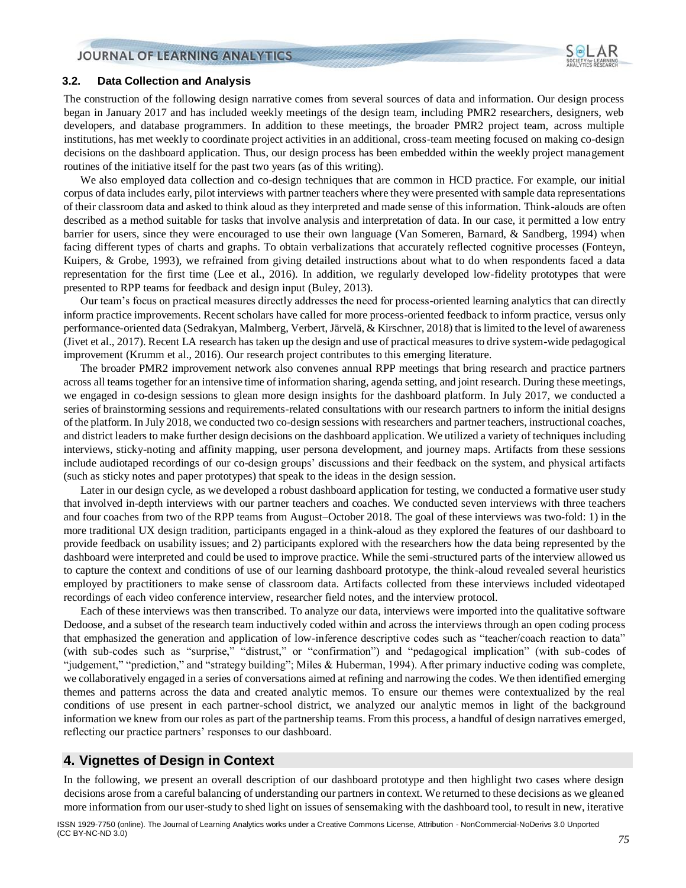### 3.2. Data Collection and Analysis

The construction of the following design narrative comes from several sources of data and information. Our design process began in January 2017 and has included weekly meetings of the design team, including PMR2 researchers, designers, web developers, and database programmers. In addition to these meetings, the broader PMR2 project team, across multiple institutions, has met weekly to coordinate project activities in an additional, cross-team meeting focused on making co-design decisions on the dashboard application. Thus, our design process has been embedded within the weekly project management routines of the initiative itself for the past two years (as of this writing).

We also employed data collection and co-design techniques that are common in HCD practice. For example, our initial corpus of data includes early, pilot interviews with partner teachers where they were presented with sample data representations of their classroom data and asked to think aloud as they interpreted and made sense of this information. Think-alouds are often described as a method suitable for tasks that involve analysis and interpretation of data. In our case, it permitted a low entry barrier for users, since they were encouraged to use their own language (Van Someren, Barnard, & Sandberg, 1994) when facing different types of charts and graphs. To obtain verbalizations that accurately reflected cognitive processes (Fonteyn, Kuipers, & Grobe, 1993), we refrained from giving detailed instructions about what to do when respondents faced a data representation for the first time (Lee et al., 2016). In addition, we regularly developed low-fidelity prototypes that were presented to RPP teams for feedback and design input (Buley, 2013).

Our team's focus on practical measures directly addresses the need for process-oriented learning analytics that can directly inform practice improvements. Recent scholars have called for more process-oriented feedback to inform practice, versus only performance-oriented data (Sedrakyan, Malmberg, Verbert, Järvelä, & Kirschner, 2018) that is limited to the level of awareness (Jivet et al., 2017). Recent LA research has taken up the design and use of practical measures to drive system-wide pedagogical improvement (Krumm et al., 2016). Our research project contributes to this emerging literature.

The broader PMR2 improvement network also convenes annual RPP meetings that bring research and practice partners across all teams together for an intensive time of information sharing, agenda setting, and joint research. During these meetings, we engaged in co-design sessions to glean more design insights for the dashboard platform. In July 2017, we conducted a series of brainstorming sessions and requirements-related consultations with our research partners to inform the initial designs of the platform. In July 2018, we conducted two co-design sessions with researchers and partner teachers, instructional coaches, and district leaders to make further design decisions on the dashboard application. We utilized a variety of techniques including interviews, sticky-noting and affinity mapping, user persona development, and journey maps. Artifacts from these sessions include audiotaped recordings of our co-design groups' discussions and their feedback on the system, and physical artifacts (such as sticky notes and paper prototypes) that speak to the ideas in the design session.

Later in our design cycle, as we developed a robust dashboard application for testing, we conducted a formative user study that involved in-depth interviews with our partner teachers and coaches. We conducted seven interviews with three teachers and four coaches from two of the RPP teams from August–October 2018. The goal of these interviews was two-fold: 1) in the more traditional UX design tradition, participants engaged in a think-aloud as they explored the features of our dashboard to provide feedback on usability issues; and 2) participants explored with the researchers how the data being represented by the dashboard were interpreted and could be used to improve practice. While the semi-structured parts of the interview allowed us to capture the context and conditions of use of our learning dashboard prototype, the think-aloud revealed several heuristics employed by practitioners to make sense of classroom data. Artifacts collected from these interviews included videotaped recordings of each video conference interview, researcher field notes, and the interview protocol.

Each of these interviews was then transcribed. To analyze our data, interviews were imported into the qualitative software Dedoose, and a subset of the research team inductively coded within and across the interviews through an open coding process that emphasized the generation and application of low-inference descriptive codes such as "teacher/coach reaction to data" (with sub-codes such as "surprise," "distrust," or "confirmation") and "pedagogical implication" (with sub-codes of "judgement," "prediction," and "strategy building"; Miles & Huberman, 1994). After primary inductive coding was complete, we collaboratively engaged in a series of conversations aimed at refining and narrowing the codes. We then identified emerging themes and patterns across the data and created analytic memos. To ensure our themes were contextualized by the real conditions of use present in each partner-school district, we analyzed our analytic memos in light of the background information we knew from our roles as part of the partnership teams. From this process, a handful of design narratives emerged, reflecting our practice partners' responses to our dashboard.

## 4. Vignettes of Design in Context

In the following, we present an overall description of our dashboard prototype and then highlight two cases where design decisions arose from a careful balancing of understanding our partners in context. We returned to these decisions as we gleaned more information from our user-study to shed light on issues of sensemaking with the dashboard tool, to result in new, iterative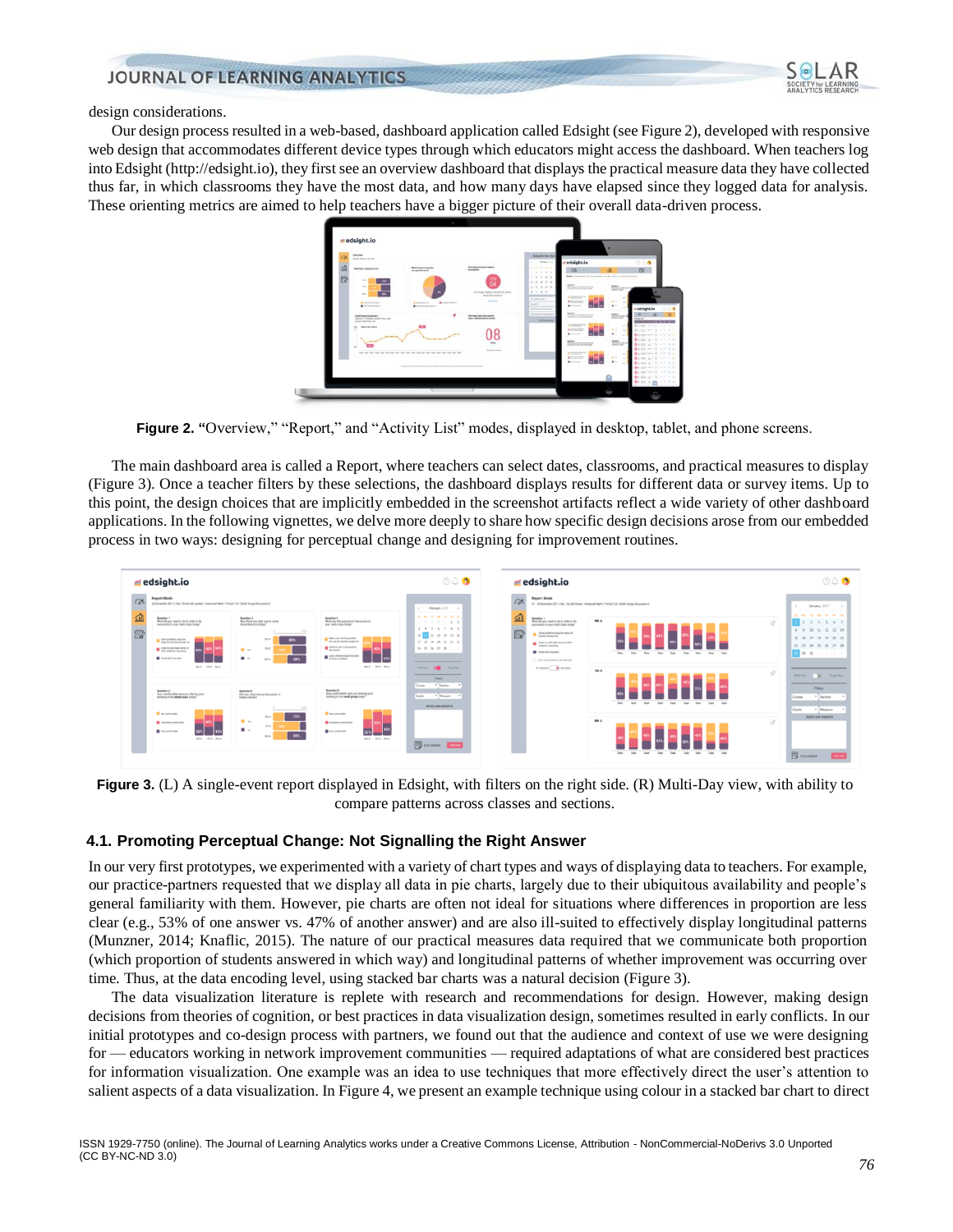design considerations.

Our design process resulted in a web-based, dashboard application called Edsight (see Figure 2), developed with responsive web design that accommodates different device types through which educators might access the dashboard. When teachers log into Edsight (http://edsight.io), they first see an overview dashboard that displays the practical measure data they have collected thus far, in which classrooms they have the most data, and how many days have elapsed since they logged data for analysis. These orienting metrics are aimed to help teachers have a bigger picture of their overall data-driven process.

**Figure 2.** "Overview," "Report," and "Activity List" modes, displayed in desktop, tablet, and phone screens.

The main dashboard area is called a Report, where teachers can select dates, classrooms, and practical measures to display (Figure 3). Once a teacher filters by these selections, the dashboard displays results for different data or survey items. Up to this point, the design choices that are implicitly embedded in the screenshot artifacts reflect a wide variety of other dashboard applications. In the following vignettes, we delve more deeply to share how specific design decisions arose from our embedded process in two ways: designing for perceptual change and designing for improvement routines.

**Figure 3.** (L) A single-event report displayed in Edsight, with filters on the right side. (R) Multi-Day view, with ability to compare patterns across classes and sections.

### 4.1. Promoting Perceptual Change: Not Signalling the Right Answer

In our very first prototypes, we experimented with a variety of chart types and ways of displaying data to teachers. For example, our practice-partners requested that we display all data in pie charts, largely due to their ubiquitous availability and people's general familiarity with them. However, pie charts are often not ideal for situations where differences in proportion are less clear (e.g., 53% of one answer vs. 47% of another answer) and are also ill-suited to effectively display longitudinal patterns (Munzner, 2014; Knaflic, 2015). The nature of our practical measures data required that we communicate both proportion (which proportion of students answered in which way) and longitudinal patterns of whether improvement was occurring over time. Thus, at the data encoding level, using stacked bar charts was a natural decision (Figure 3).

The data visualization literature is replete with research and recommendations for design. However, making design decisions from theories of cognition, or best practices in data visualization design, sometimes resulted in early conflicts. In our initial prototypes and co-design process with partners, we found out that the audience and context of use we were designing for — educators working in network improvement communities — required adaptations of what are considered best practices for information visualization. One example was an idea to use techniques that more effectively direct the user's attention to salient aspects of a data visualization. In Figure 4, we present an example technique using colour in a stacked bar chart to direct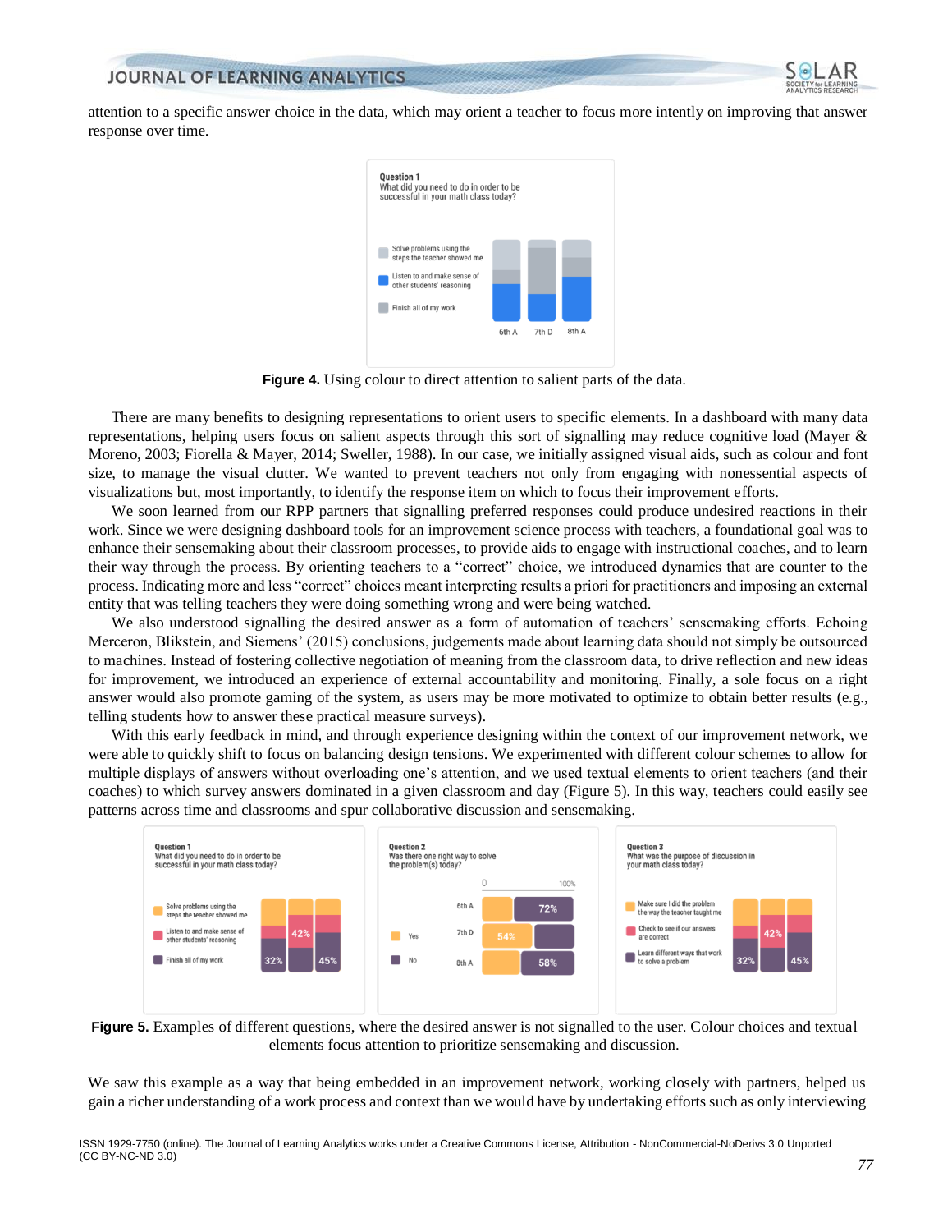attention to a specific answer choice in the data, which may orient a teacher to focus more intently on improving that answer response over time.

**Figure 4.** Using colour to direct attention to salient parts of the data.

There are many benefits to designing representations to orient users to specific elements. In a dashboard with many data representations, helping users focus on salient aspects through this sort of signalling may reduce cognitive load (Mayer & Moreno, 2003; Fiorella & Mayer, 2014; Sweller, 1988). In our case, we initially assigned visual aids, such as colour and font size, to manage the visual clutter. We wanted to prevent teachers not only from engaging with nonessential aspects of visualizations but, most importantly, to identify the response item on which to focus their improvement efforts.

We soon learned from our RPP partners that signalling preferred responses could produce undesired reactions in their work. Since we were designing dashboard tools for an improvement science process with teachers, a foundational goal was to enhance their sensemaking about their classroom processes, to provide aids to engage with instructional coaches, and to learn their way through the process. By orienting teachers to a "correct" choice, we introduced dynamics that are counter to the process. Indicating more and less "correct" choices meant interpreting results a priori for practitioners and imposing an external entity that was telling teachers they were doing something wrong and were being watched.

We also understood signalling the desired answer as a form of automation of teachers' sensemaking efforts. Echoing Merceron, Blikstein, and Siemens' (2015) conclusions, judgements made about learning data should not simply be outsourced to machines. Instead of fostering collective negotiation of meaning from the classroom data, to drive reflection and new ideas for improvement, we introduced an experience of external accountability and monitoring. Finally, a sole focus on a right answer would also promote gaming of the system, as users may be more motivated to optimize to obtain better results (e.g., telling students how to answer these practical measure surveys).

With this early feedback in mind, and through experience designing within the context of our improvement network, we were able to quickly shift to focus on balancing design tensions. We experimented with different colour schemes to allow for multiple displays of answers without overloading one's attention, and we used textual elements to orient teachers (and their coaches) to which survey answers dominated in a given classroom and day (Figure 5). In this way, teachers could easily see patterns across time and classrooms and spur collaborative discussion and sensemaking.

**Figure 5.** Examples of different questions, where the desired answer is not signalled to the user. Colour choices and textual elements focus attention to prioritize sensemaking and discussion.

We saw this example as a way that being embedded in an improvement network, working closely with partners, helped us gain a richer understanding of a work process and context than we would have by undertaking efforts such as only interviewing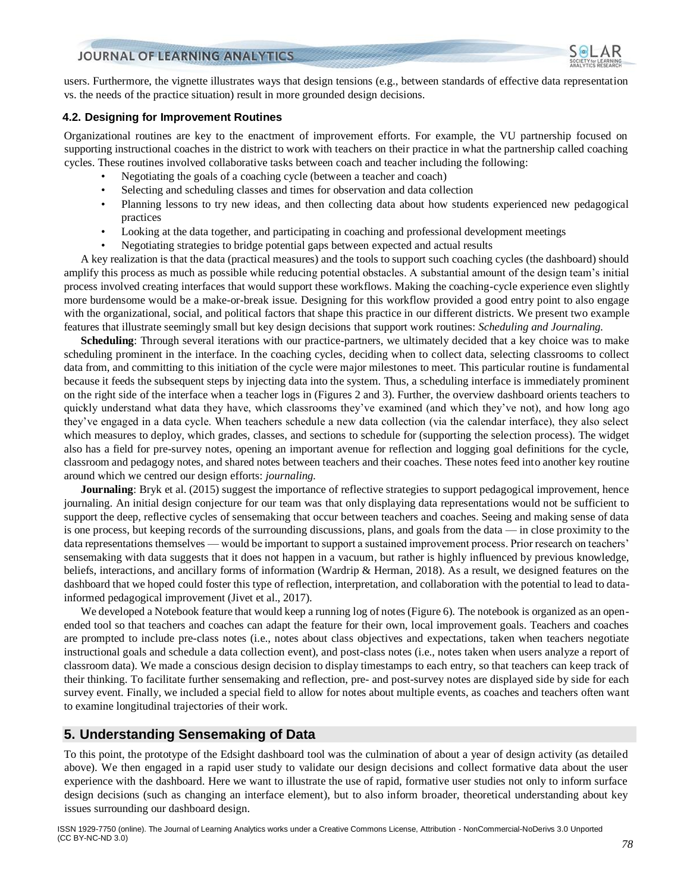users. Furthermore, the vignette illustrates ways that design tensions (e.g., between standards of effective data representation vs. the needs of the practice situation) result in more grounded design decisions.

### 4.2. Designing for Improvement Routines

Organizational routines are key to the enactment of improvement efforts. For example, the VU partnership focused on supporting instructional coaches in the district to work with teachers on their practice in what the partnership called coaching cycles. These routines involved collaborative tasks between coach and teacher including the following:

- Negotiating the goals of a coaching cycle (between a teacher and coach)
- Selecting and scheduling classes and times for observation and data collection
- Planning lessons to try new ideas, and then collecting data about how students experienced new pedagogical practices
- Looking at the data together, and participating in coaching and professional development meetings
- Negotiating strategies to bridge potential gaps between expected and actual results

A key realization is that the data (practical measures) and the tools to support such coaching cycles (the dashboard) should amplify this process as much as possible while reducing potential obstacles. A substantial amount of the design team's initial process involved creating interfaces that would support these workflows. Making the coaching-cycle experience even slightly more burdensome would be a make-or-break issue. Designing for this workflow provided a good entry point to also engage with the organizational, social, and political factors that shape this practice in our different districts. We present two example features that illustrate seemingly small but key design decisions that support work routines: *Scheduling and Journaling.*

**Scheduling**: Through several iterations with our practice-partners, we ultimately decided that a key choice was to make scheduling prominent in the interface. In the coaching cycles, deciding when to collect data, selecting classrooms to collect data from, and committing to this initiation of the cycle were major milestones to meet. This particular routine is fundamental because it feeds the subsequent steps by injecting data into the system. Thus, a scheduling interface is immediately prominent on the right side of the interface when a teacher logs in (Figures 2 and 3). Further, the overview dashboard orients teachers to quickly understand what data they have, which classrooms they've examined (and which they've not), and how long ago they've engaged in a data cycle. When teachers schedule a new data collection (via the calendar interface), they also select which measures to deploy, which grades, classes, and sections to schedule for (supporting the selection process). The widget also has a field for pre-survey notes, opening an important avenue for reflection and logging goal definitions for the cycle, classroom and pedagogy notes, and shared notes between teachers and their coaches. These notes feed into another key routine around which we centred our design efforts: *journaling.*

**Journaling**: Bryk et al. (2015) suggest the importance of reflective strategies to support pedagogical improvement, hence journaling. An initial design conjecture for our team was that only displaying data representations would not be sufficient to support the deep, reflective cycles of sensemaking that occur between teachers and coaches. Seeing and making sense of data is one process, but keeping records of the surrounding discussions, plans, and goals from the data — in close proximity to the data representations themselves — would be important to support a sustained improvement process. Prior research on teachers' sensemaking with data suggests that it does not happen in a vacuum, but rather is highly influenced by previous knowledge, beliefs, interactions, and ancillary forms of information (Wardrip & Herman, 2018). As a result, we designed features on the dashboard that we hoped could foster this type of reflection, interpretation, and collaboration with the potential to lead to data-informed pedagogical improvement (Jivet et al., 2017).

We developed a Notebook feature that would keep a running log of notes (Figure 6). The notebook is organized as an open-ended tool so that teachers and coaches can adapt the feature for their own, local improvement goals. Teachers and coaches are prompted to include pre-class notes (i.e., notes about class objectives and expectations, taken when teachers negotiate instructional goals and schedule a data collection event), and post-class notes (i.e., notes taken when users analyze a report of classroom data). We made a conscious design decision to display timestamps to each entry, so that teachers can keep track of their thinking. To facilitate further sensemaking and reflection, pre- and post-survey notes are displayed side by side for each survey event. Finally, we included a special field to allow for notes about multiple events, as coaches and teachers often want to examine longitudinal trajectories of their work.

## 5. Understanding Sensemaking of Data

To this point, the prototype of the Edsight dashboard tool was the culmination of about a year of design activity (as detailed above). We then engaged in a rapid user study to validate our design decisions and collect formative data about the user experience with the dashboard. Here we want to illustrate the use of rapid, formative user studies not only to inform surface design decisions (such as changing an interface element), but to also inform broader, theoretical understanding about key issues surrounding our dashboard design.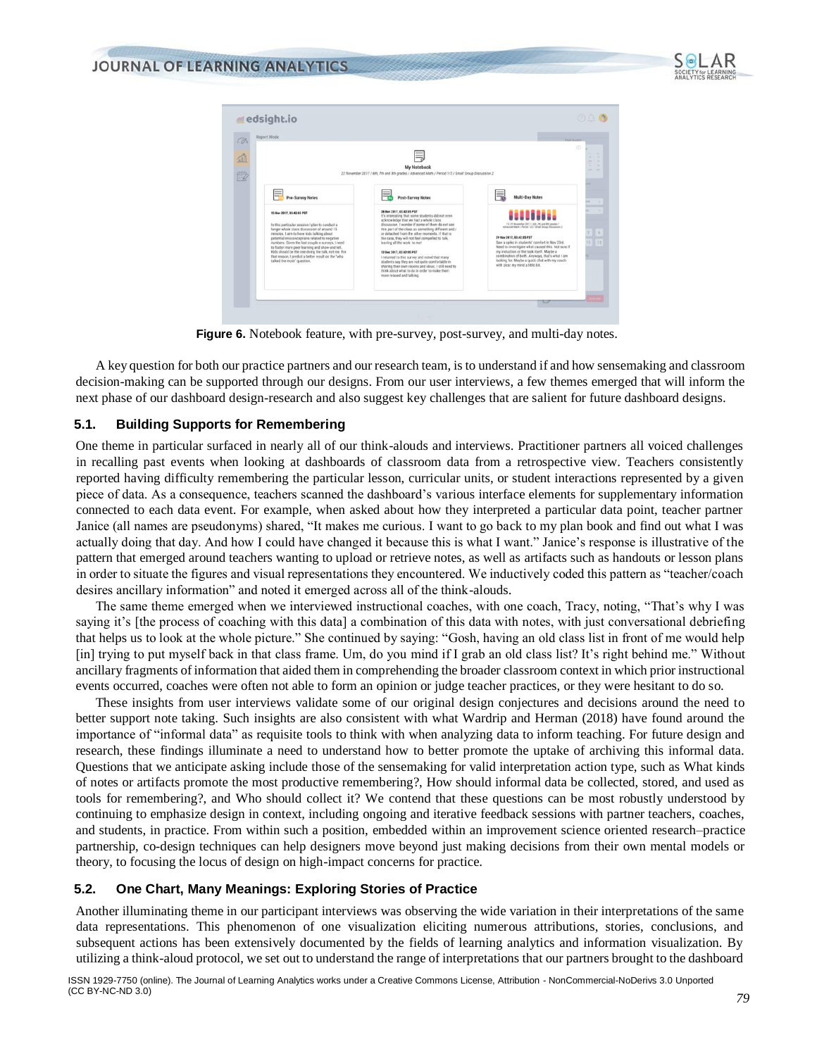**Figure 6.** Notebook feature, with pre-survey, post-survey, and multi-day notes.

A key question for both our practice partners and our research team, is to understand if and how sensemaking and classroom decision-making can be supported through our designs. From our user interviews, a few themes emerged that will inform the next phase of our dashboard design-research and also suggest key challenges that are salient for future dashboard designs.

## 5.1. Building Supports for Remembering

One theme in particular surfaced in nearly all of our think-alouds and interviews. Practitioner partners all voiced challenges in recalling past events when looking at dashboards of classroom data from a retrospective view. Teachers consistently reported having difficulty remembering the particular lesson, curricular units, or student interactions represented by a given piece of data. As a consequence, teachers scanned the dashboard's various interface elements for supplementary information connected to each data event. For example, when asked about how they interpreted a particular data point, teacher partner Janice (all names are pseudonyms) shared, "It makes me curious. I want to go back to my plan book and find out what I was actually doing that day. And how I could have changed it because this is what I want." Janice's response is illustrative of the pattern that emerged around teachers wanting to upload or retrieve notes, as well as artifacts such as handouts or lesson plans in order to situate the figures and visual representations they encountered. We inductively coded this pattern as "teacher/coach desires ancillary information" and noted it emerged across all of the think-alouds.

The same theme emerged when we interviewed instructional coaches, with one coach, Tracy, noting, "That's why I was saying it's [the process of coaching with this data] a combination of this data with notes, with just conversational debriefing that helps us to look at the whole picture." She continued by saying: "Gosh, having an old class list in front of me would help [in] trying to put myself back in that class frame. Um, do you mind if I grab an old class list? It's right behind me." Without ancillary fragments of information that aided them in comprehending the broader classroom context in which prior instructional events occurred, coaches were often not able to form an opinion or judge teacher practices, or they were hesitant to do so.

These insights from user interviews validate some of our original design conjectures and decisions around the need to better support note taking. Such insights are also consistent with what Wardrip and Herman (2018) have found around the importance of "informal data" as requisite tools to think with when analyzing data to inform teaching. For future design and research, these findings illuminate a need to understand how to better promote the uptake of archiving this informal data. Questions that we anticipate asking include those of the sensemaking for valid interpretation action type, such as What kinds of notes or artifacts promote the most productive remembering?, How should informal data be collected, stored, and used as tools for remembering?, and Who should collect it? We contend that these questions can be most robustly understood by continuing to emphasize design in context, including ongoing and iterative feedback sessions with partner teachers, coaches, and students, in practice. From within such a position, embedded within an improvement science oriented research–practice partnership, co-design techniques can help designers move beyond just making decisions from their own mental models or theory, to focusing the locus of design on high-impact concerns for practice.

## 5.2. One Chart, Many Meanings: Exploring Stories of Practice

Another illuminating theme in our participant interviews was observing the wide variation in their interpretations of the same data representations. This phenomenon of one visualization eliciting numerous attributions, stories, conclusions, and subsequent actions has been extensively documented by the fields of learning analytics and information visualization. By utilizing a think-aloud protocol, we set out to understand the range of interpretations that our partners brought to the dashboard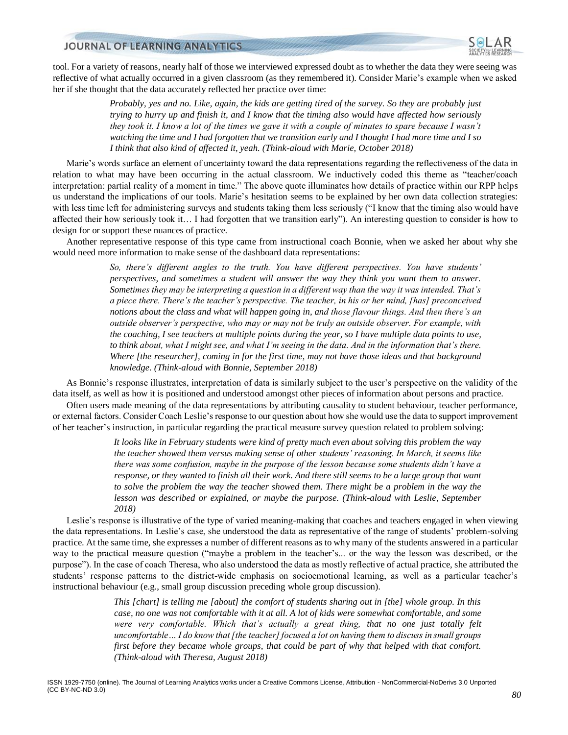tool. For a variety of reasons, nearly half of those we interviewed expressed doubt as to whether the data they were seeing was reflective of what actually occurred in a given classroom (as they remembered it). Consider Marie's example when we asked her if she thought that the data accurately reflected her practice over time:

> *Probably, yes and no. Like, again, the kids are getting tired of the survey. So they are probably just trying to hurry up and finish it, and I know that the timing also would have affected how seriously they took it. I know a lot of the times we gave it with a couple of minutes to spare because I wasn't watching the time and I had forgotten that we transition early and I thought I had more time and I so I think that also kind of affected it, yeah. (Think-aloud with Marie, October 2018)*

Marie's words surface an element of uncertainty toward the data representations regarding the reflectiveness of the data in relation to what may have been occurring in the actual classroom. We inductively coded this theme as "teacher/coach interpretation: partial reality of a moment in time." The above quote illuminates how details of practice within our RPP helps us understand the implications of our tools. Marie's hesitation seems to be explained by her own data collection strategies: with less time left for administering surveys and students taking them less seriously ("I know that the timing also would have affected their how seriously took it… I had forgotten that we transition early"). An interesting question to consider is how to design for or support these nuances of practice.

Another representative response of this type came from instructional coach Bonnie, when we asked her about why she would need more information to make sense of the dashboard data representations:

> *So, there's different angles to the truth. You have different perspectives. You have students' perspectives, and sometimes a student will answer the way they think you want them to answer. Sometimes they may be interpreting a question in a different way than the way it was intended. That's a piece there. There's the teacher's perspective. The teacher, in his or her mind, [has] preconceived notions about the class and what will happen going in, and those flavour things. And then there's an outside observer's perspective, who may or may not be truly an outside observer. For example, with the coaching, I see teachers at multiple points during the year, so I have multiple data points to use, to think about, what I might see, and what I'm seeing in the data. And in the information that's there. Where [the researcher], coming in for the first time, may not have those ideas and that background knowledge. (Think-aloud with Bonnie, September 2018)*

As Bonnie's response illustrates, interpretation of data is similarly subject to the user's perspective on the validity of the data itself, as well as how it is positioned and understood amongst other pieces of information about persons and practice.

Often users made meaning of the data representations by attributing causality to student behaviour, teacher performance, or external factors. Consider Coach Leslie's response to our question about how she would use the data to support improvement of her teacher's instruction, in particular regarding the practical measure survey question related to problem solving:

> *It looks like in February students were kind of pretty much even about solving this problem the way the teacher showed them versus making sense of other students' reasoning. In March, it seems like there was some confusion, maybe in the purpose of the lesson because some students didn't have a response, or they wanted to finish all their work. And there still seems to be a large group that want to solve the problem the way the teacher showed them. There might be a problem in the way the lesson was described or explained, or maybe the purpose. (Think-aloud with Leslie, September 2018)*

Leslie's response is illustrative of the type of varied meaning-making that coaches and teachers engaged in when viewing the data representations. In Leslie's case, she understood the data as representative of the range of students' problem-solving practice. At the same time, she expresses a number of different reasons as to why many of the students answered in a particular way to the practical measure question ("maybe a problem in the teacher's... or the way the lesson was described, or the purpose"). In the case of coach Theresa, who also understood the data as mostly reflective of actual practice, she attributed the students' response patterns to the district-wide emphasis on socioemotional learning, as well as a particular teacher's instructional behaviour (e.g., small group discussion preceding whole group discussion).

> *This [chart] is telling me [about] the comfort of students sharing out in [the] whole group. In this case, no one was not comfortable with it at all. A lot of kids were somewhat comfortable, and some were very comfortable. Which that's actually a great thing, that no one just totally felt uncomfortable… I do know that [the teacher] focused a lot on having them to discuss in small groups first before they became whole groups, that could be part of why that helped with that comfort. (Think-aloud with Theresa, August 2018)*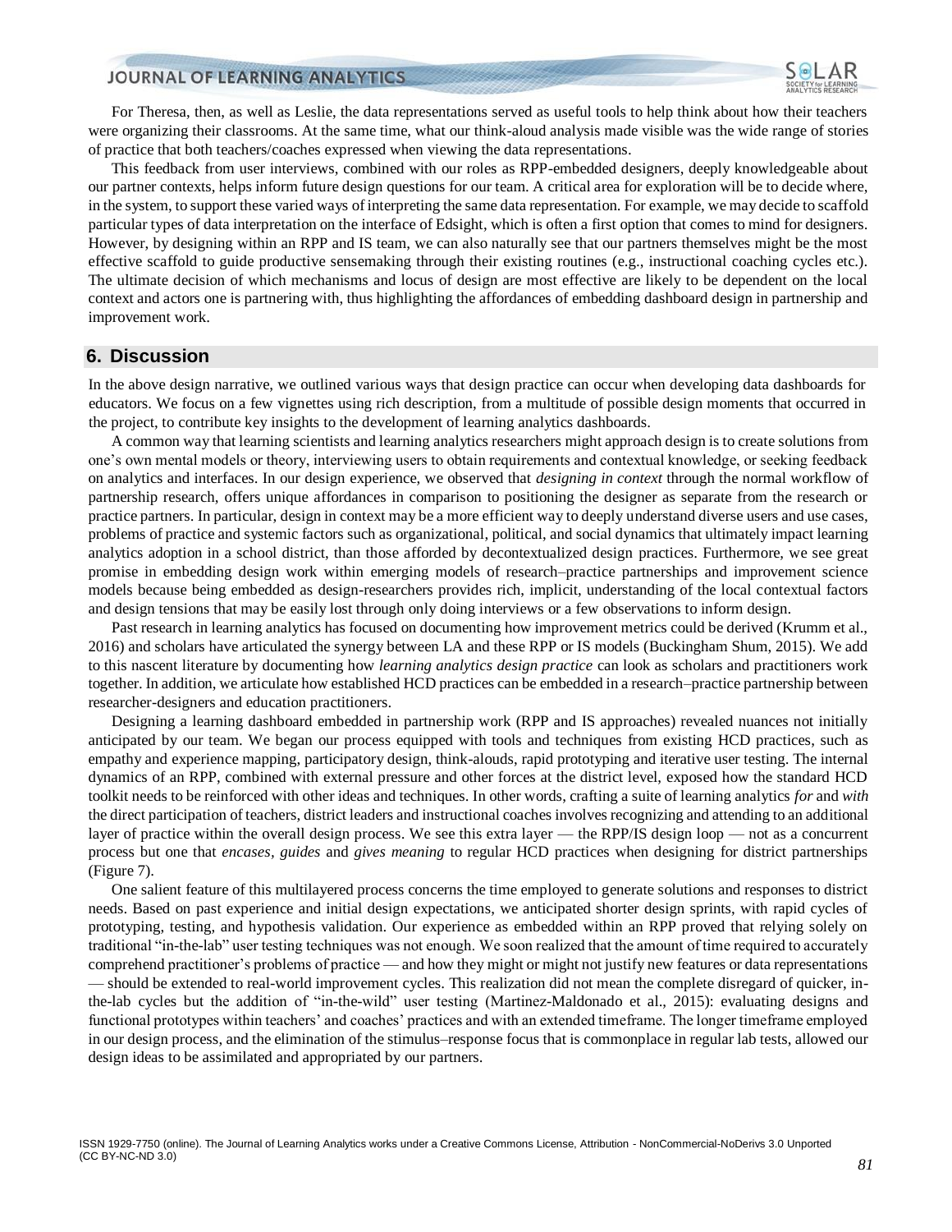For Theresa, then, as well as Leslie, the data representations served as useful tools to help think about how their teachers were organizing their classrooms. At the same time, what our think-aloud analysis made visible was the wide range of stories of practice that both teachers/coaches expressed when viewing the data representations.

This feedback from user interviews, combined with our roles as RPP-embedded designers, deeply knowledgeable about our partner contexts, helps inform future design questions for our team. A critical area for exploration will be to decide where, in the system, to support these varied ways of interpreting the same data representation. For example, we may decide to scaffold particular types of data interpretation on the interface of Edsight, which is often a first option that comes to mind for designers. However, by designing within an RPP and IS team, we can also naturally see that our partners themselves might be the most effective scaffold to guide productive sensemaking through their existing routines (e.g., instructional coaching cycles etc.). The ultimate decision of which mechanisms and locus of design are most effective are likely to be dependent on the local context and actors one is partnering with, thus highlighting the affordances of embedding dashboard design in partnership and improvement work.

## 6. Discussion

In the above design narrative, we outlined various ways that design practice can occur when developing data dashboards for educators. We focus on a few vignettes using rich description, from a multitude of possible design moments that occurred in the project, to contribute key insights to the development of learning analytics dashboards.

A common way that learning scientists and learning analytics researchers might approach design is to create solutions from one's own mental models or theory, interviewing users to obtain requirements and contextual knowledge, or seeking feedback on analytics and interfaces. In our design experience, we observed that *designing in context* through the normal workflow of partnership research, offers unique affordances in comparison to positioning the designer as separate from the research or practice partners. In particular, design in context may be a more efficient way to deeply understand diverse users and use cases, problems of practice and systemic factors such as organizational, political, and social dynamics that ultimately impact learning analytics adoption in a school district, than those afforded by decontextualized design practices. Furthermore, we see great promise in embedding design work within emerging models of research–practice partnerships and improvement science models because being embedded as design-researchers provides rich, implicit, understanding of the local contextual factors and design tensions that may be easily lost through only doing interviews or a few observations to inform design.

Past research in learning analytics has focused on documenting how improvement metrics could be derived (Krumm et al., 2016) and scholars have articulated the synergy between LA and these RPP or IS models (Buckingham Shum, 2015). We add to this nascent literature by documenting how *learning analytics design practice* can look as scholars and practitioners work together. In addition, we articulate how established HCD practices can be embedded in a research–practice partnership between researcher-designers and education practitioners.

Designing a learning dashboard embedded in partnership work (RPP and IS approaches) revealed nuances not initially anticipated by our team. We began our process equipped with tools and techniques from existing HCD practices, such as empathy and experience mapping, participatory design, think-alouds, rapid prototyping and iterative user testing. The internal dynamics of an RPP, combined with external pressure and other forces at the district level, exposed how the standard HCD toolkit needs to be reinforced with other ideas and techniques. In other words, crafting a suite of learning analytics *for* and *with* the direct participation of teachers, district leaders and instructional coaches involves recognizing and attending to an additional layer of practice within the overall design process. We see this extra layer — the RPP/IS design loop — not as a concurrent process but one that *encases*, *guides* and *gives meaning* to regular HCD practices when designing for district partnerships (Figure 7).

One salient feature of this multilayered process concerns the time employed to generate solutions and responses to district needs. Based on past experience and initial design expectations, we anticipated shorter design sprints, with rapid cycles of prototyping, testing, and hypothesis validation. Our experience as embedded within an RPP proved that relying solely on traditional "in-the-lab" user testing techniques was not enough. We soon realized that the amount of time required to accurately comprehend practitioner's problems of practice — and how they might or might not justify new features or data representations — should be extended to real-world improvement cycles. This realization did not mean the complete disregard of quicker, in-the-lab cycles but the addition of "in-the-wild" user testing (Martinez-Maldonado et al., 2015): evaluating designs and functional prototypes within teachers' and coaches' practices and with an extended timeframe. The longer timeframe employed in our design process, and the elimination of the stimulus–response focus that is commonplace in regular lab tests, allowed our design ideas to be assimilated and appropriated by our partners.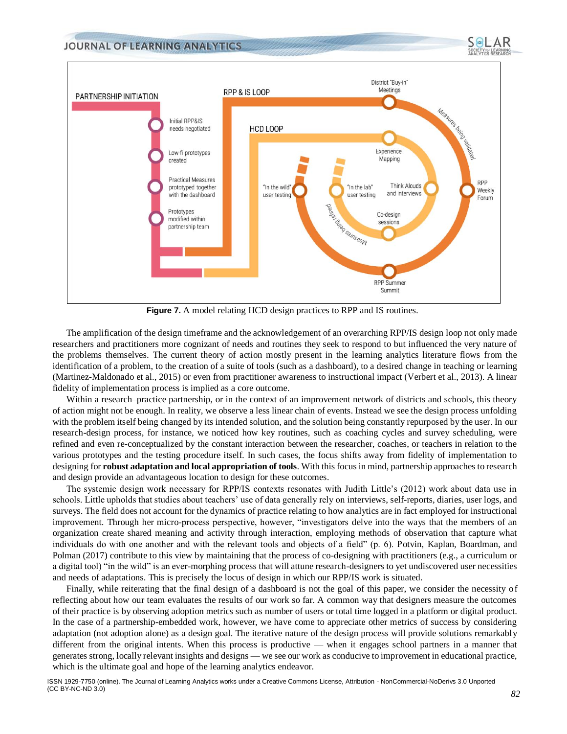**Figure 7.** A model relating HCD design practices to RPP and IS routines.

The amplification of the design timeframe and the acknowledgement of an overarching RPP/IS design loop not only made researchers and practitioners more cognizant of needs and routines they seek to respond to but influenced the very nature of the problems themselves. The current theory of action mostly present in the learning analytics literature flows from the identification of a problem, to the creation of a suite of tools (such as a dashboard), to a desired change in teaching or learning (Martinez-Maldonado et al., 2015) or even from practitioner awareness to instructional impact (Verbert et al., 2013). A linear fidelity of implementation process is implied as a core outcome.

Within a research–practice partnership, or in the context of an improvement network of districts and schools, this theory of action might not be enough. In reality, we observe a less linear chain of events. Instead we see the design process unfolding with the problem itself being changed by its intended solution, and the solution being constantly repurposed by the user. In our research-design process, for instance, we noticed how key routines, such as coaching cycles and survey scheduling, were refined and even re-conceptualized by the constant interaction between the researcher, coaches, or teachers in relation to the various prototypes and the testing procedure itself. In such cases, the focus shifts away from fidelity of implementation to designing for **robust adaptation and local appropriation of tools**. With this focus in mind, partnership approaches to research and design provide an advantageous location to design for these outcomes.

The systemic design work necessary for RPP/IS contexts resonates with Judith Little's (2012) work about data use in schools. Little upholds that studies about teachers' use of data generally rely on interviews, self-reports, diaries, user logs, and surveys. The field does not account for the dynamics of practice relating to how analytics are in fact employed for instructional improvement. Through her micro-process perspective, however, "investigators delve into the ways that the members of an organization create shared meaning and activity through interaction, employing methods of observation that capture what individuals do with one another and with the relevant tools and objects of a field" (p. 6). Potvin, Kaplan, Boardman, and Polman (2017) contribute to this view by maintaining that the process of co-designing with practitioners (e.g., a curriculum or a digital tool) "in the wild" is an ever-morphing process that will attune research-designers to yet undiscovered user necessities and needs of adaptations. This is precisely the locus of design in which our RPP/IS work is situated.

Finally, while reiterating that the final design of a dashboard is not the goal of this paper, we consider the necessity of reflecting about how our team evaluates the results of our work so far. A common way that designers measure the outcomes of their practice is by observing adoption metrics such as number of users or total time logged in a platform or digital product. In the case of a partnership-embedded work, however, we have come to appreciate other metrics of success by considering adaptation (not adoption alone) as a design goal. The iterative nature of the design process will provide solutions remarkably different from the original intents. When this process is productive — when it engages school partners in a manner that generates strong, locally relevant insights and designs — we see our work as conducive to improvement in educational practice, which is the ultimate goal and hope of the learning analytics endeavor.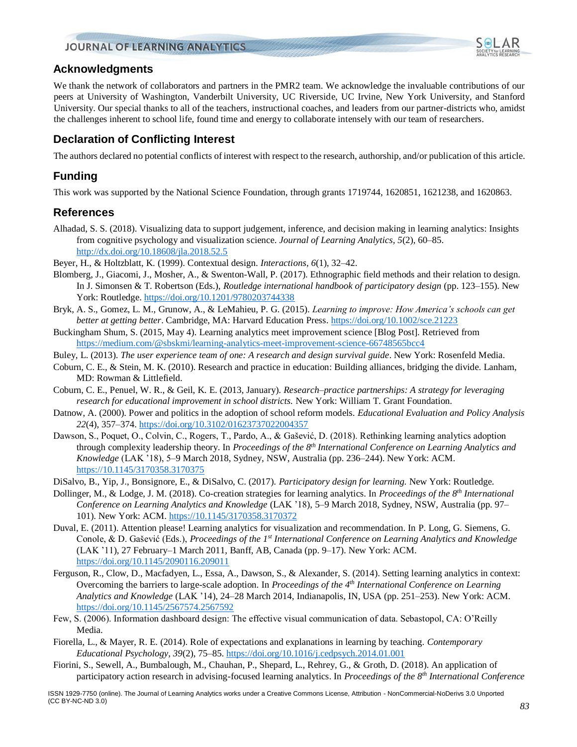## Acknowledgments

We thank the network of collaborators and partners in the PMR2 team. We acknowledge the invaluable contributions of our peers at University of Washington, Vanderbilt University, UC Riverside, UC Irvine, New York University, and Stanford University. Our special thanks to all of the teachers, instructional coaches, and leaders from our partner-districts who, amidst the challenges inherent to school life, found time and energy to collaborate intensely with our team of researchers.

## Declaration of Conflicting Interest

The authors declared no potential conflicts of interest with respect to the research, authorship, and/or publication of this article.

## Funding

This work was supported by the National Science Foundation, through grants 1719744, 1620851, 1621238, and 1620863.

## References

Alhadad, S. S. (2018). Visualizing data to support judgement, inference, and decision making in learning analytics: Insights from cognitive psychology and visualization science. *Journal of Learning Analytics, 5*(2), 60–85. http://dx.doi.org/10.18608/jla.2018.52.5

Beyer, H., & Holtzblatt, K. (1999). Contextual design. *Interactions, 6*(1), 32–42.

Blomberg, J., Giacomi, J., Mosher, A., & Swenton-Wall, P. (2017). Ethnographic field methods and their relation to design. In J. Simonsen & T. Robertson (Eds.), *Routledge international handbook of participatory design* (pp. 123–155). New York: Routledge. https://doi.org/10.1201/9780203744338

Bryk, A. S., Gomez, L. M., Grunow, A., & LeMahieu, P. G. (2015). *Learning to improve: How America's schools can get better at getting better*. Cambridge, MA: Harvard Education Press. https://doi.org/10.1002/sce.21223

Buckingham Shum, S. (2015, May 4). Learning analytics meet improvement science [Blog Post]. Retrieved from https://medium.com/@sbskmi/learning-analytics-meet-improvement-science-66748565bcc4

Buley, L. (2013). *The user experience team of one: A research and design survival guide*. New York: Rosenfeld Media.

Coburn, C. E., & Stein, M. K. (2010). Research and practice in education: Building alliances, bridging the divide. Lanham, MD: Rowman & Littlefield.

Coburn, C. E., Penuel, W. R., & Geil, K. E. (2013, January). *Research–practice partnerships: A strategy for leveraging research for educational improvement in school districts.* New York: William T. Grant Foundation.

Datnow, A. (2000). Power and politics in the adoption of school reform models. *Educational Evaluation and Policy Analysis 22*(4), 357–374. https://doi.org/10.3102/01623737022004357

Dawson, S., Poquet, O., Colvin, C., Rogers, T., Pardo, A., & Gašević, D. (2018). Rethinking learning analytics adoption through complexity leadership theory. In *Proceedings of the 8th International Conference on Learning Analytics and Knowledge* (LAK '18), 5–9 March 2018, Sydney, NSW, Australia (pp. 236–244). New York: ACM. https://10.1145/3170358.3170375

DiSalvo, B., Yip, J., Bonsignore, E., & DiSalvo, C. (2017). *Participatory design for learning.* New York: Routledge.

Dollinger, M., & Lodge, J. M. (2018). Co-creation strategies for learning analytics. In *Proceedings of the 8th International Conference on Learning Analytics and Knowledge* (LAK '18), 5–9 March 2018, Sydney, NSW, Australia (pp. 97–101). New York: ACM. https://10.1145/3170358.3170372

Duval, E. (2011). Attention please! Learning analytics for visualization and recommendation. In P. Long, G. Siemens, G. Conole, & D. Gašević (Eds.), *Proceedings of the 1st International Conference on Learning Analytics and Knowledge* (LAK '11), 27 February–1 March 2011, Banff, AB, Canada (pp. 9–17). New York: ACM. https://doi.org/10.1145/2090116.209011

Ferguson, R., Clow, D., Macfadyen, L., Essa, A., Dawson, S., & Alexander, S. (2014). Setting learning analytics in context: Overcoming the barriers to large-scale adoption. In *Proceedings of the 4th International Conference on Learning Analytics and Knowledge* (LAK '14), 24–28 March 2014, Indianapolis, IN, USA (pp. 251–253). New York: ACM. https://doi.org/10.1145/2567574.2567592

Few, S. (2006). Information dashboard design: The effective visual communication of data. Sebastopol, CA: O'Reilly Media.

Fiorella, L., & Mayer, R. E. (2014). Role of expectations and explanations in learning by teaching. *Contemporary Educational Psychology, 39*(2), 75–85. https://doi.org/10.1016/j.cedpsych.2014.01.001

Fiorini, S., Sewell, A., Bumbalough, M., Chauhan, P., Shepard, L., Rehrey, G., & Groth, D. (2018). An application of participatory action research in advising-focused learning analytics. In *Proceedings of the 8th International Conference*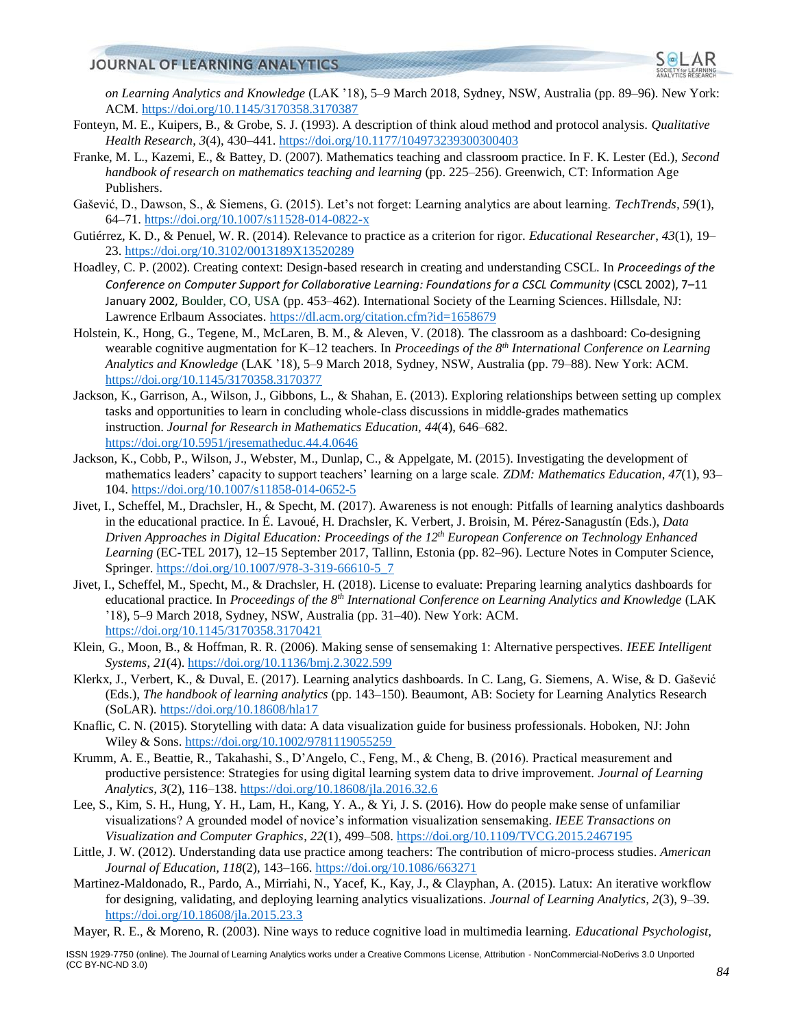*on Learning Analytics and Knowledge* (LAK '18), 5–9 March 2018, Sydney, NSW, Australia (pp. 89–96). New York: ACM. https://doi.org/10.1145/3170358.3170387

Fonteyn, M. E., Kuipers, B., & Grobe, S. J. (1993). A description of think aloud method and protocol analysis. *Qualitative Health Research*, *3*(4), 430–441. https://doi.org/10.1177/104973239300300403

Franke, M. L., Kazemi, E., & Battey, D. (2007). Mathematics teaching and classroom practice. In F. K. Lester (Ed.), *Second handbook of research on mathematics teaching and learning* (pp. 225–256). Greenwich, CT: Information Age Publishers.

Gašević, D., Dawson, S., & Siemens, G. (2015). Let's not forget: Learning analytics are about learning. *TechTrends, 59*(1), 64–71. https://doi.org/10.1007/s11528-014-0822-x

Gutiérrez, K. D., & Penuel, W. R. (2014). Relevance to practice as a criterion for rigor. *Educational Researcher*, *43*(1), 19–23. https://doi.org/10.3102/0013189X13520289

Hoadley, C. P. (2002). Creating context: Design-based research in creating and understanding CSCL. In *Proceedings of the Conference on Computer Support for Collaborative Learning: Foundations for a CSCL Community* (CSCL 2002), 7–11 January 2002, Boulder, CO, USA (pp. 453–462). International Society of the Learning Sciences. Hillsdale, NJ: Lawrence Erlbaum Associates. https://dl.acm.org/citation.cfm?id=1658679

Holstein, K., Hong, G., Tegene, M., McLaren, B. M., & Aleven, V. (2018). The classroom as a dashboard: Co-designing wearable cognitive augmentation for K–12 teachers. In *Proceedings of the 8th International Conference on Learning Analytics and Knowledge* (LAK '18), 5–9 March 2018, Sydney, NSW, Australia (pp. 79–88). New York: ACM. https://doi.org/10.1145/3170358.3170377

Jackson, K., Garrison, A., Wilson, J., Gibbons, L., & Shahan, E. (2013). Exploring relationships between setting up complex tasks and opportunities to learn in concluding whole-class discussions in middle-grades mathematics instruction. *Journal for Research in Mathematics Education*, *44*(4), 646–682. https://doi.org/10.5951/jresematheduc.44.4.0646

Jackson, K., Cobb, P., Wilson, J., Webster, M., Dunlap, C., & Appelgate, M. (2015). Investigating the development of mathematics leaders' capacity to support teachers' learning on a large scale. *ZDM: Mathematics Education*, *47*(1), 93–104. https://doi.org/10.1007/s11858-014-0652-5

Jivet, I., Scheffel, M., Drachsler, H., & Specht, M. (2017). Awareness is not enough: Pitfalls of learning analytics dashboards in the educational practice. In É. Lavoué, H. Drachsler, K. Verbert, J. Broisin, M. Pérez-Sanagustín (Eds.), *Data Driven Approaches in Digital Education: Proceedings of the 12th European Conference on Technology Enhanced Learning* (EC-TEL 2017), 12–15 September 2017, Tallinn, Estonia (pp. 82–96). Lecture Notes in Computer Science, Springer. https://doi.org/10.1007/978-3-319-66610-5_7

Jivet, I., Scheffel, M., Specht, M., & Drachsler, H. (2018). License to evaluate: Preparing learning analytics dashboards for educational practice. In *Proceedings of the 8th International Conference on Learning Analytics and Knowledge* (LAK '18), 5–9 March 2018, Sydney, NSW, Australia (pp. 31–40). New York: ACM. https://doi.org/10.1145/3170358.3170421

Klein, G., Moon, B., & Hoffman, R. R. (2006). Making sense of sensemaking 1: Alternative perspectives. *IEEE Intelligent Systems*, *21*(4). https://doi.org/10.1136/bmj.2.3022.599

Klerkx, J., Verbert, K., & Duval, E. (2017). Learning analytics dashboards. In C. Lang, G. Siemens, A. Wise, & D. Gašević (Eds.), *The handbook of learning analytics* (pp. 143–150). Beaumont, AB: Society for Learning Analytics Research (SoLAR). https://doi.org/10.18608/hla17

Knaflic, C. N. (2015). Storytelling with data: A data visualization guide for business professionals. Hoboken, NJ: John Wiley & Sons. https://doi.org/10.1002/9781119055259

Krumm, A. E., Beattie, R., Takahashi, S., D'Angelo, C., Feng, M., & Cheng, B. (2016). Practical measurement and productive persistence: Strategies for using digital learning system data to drive improvement. *Journal of Learning Analytics, 3*(2), 116–138. https://doi.org/10.18608/jla.2016.32.6

Lee, S., Kim, S. H., Hung, Y. H., Lam, H., Kang, Y. A., & Yi, J. S. (2016). How do people make sense of unfamiliar visualizations? A grounded model of novice's information visualization sensemaking. *IEEE Transactions on Visualization and Computer Graphics*, *22*(1), 499–508. https://doi.org/10.1109/TVCG.2015.2467195

Little, J. W. (2012). Understanding data use practice among teachers: The contribution of micro-process studies. *American Journal of Education, 118*(2), 143–166. https://doi.org/10.1086/663271

Martinez-Maldonado, R., Pardo, A., Mirriahi, N., Yacef, K., Kay, J., & Clayphan, A. (2015). Latux: An iterative workflow for designing, validating, and deploying learning analytics visualizations. *Journal of Learning Analytics, 2*(3), 9–39. https://doi.org/10.18608/jla.2015.23.3

Mayer, R. E., & Moreno, R. (2003). Nine ways to reduce cognitive load in multimedia learning. *Educational Psychologist*,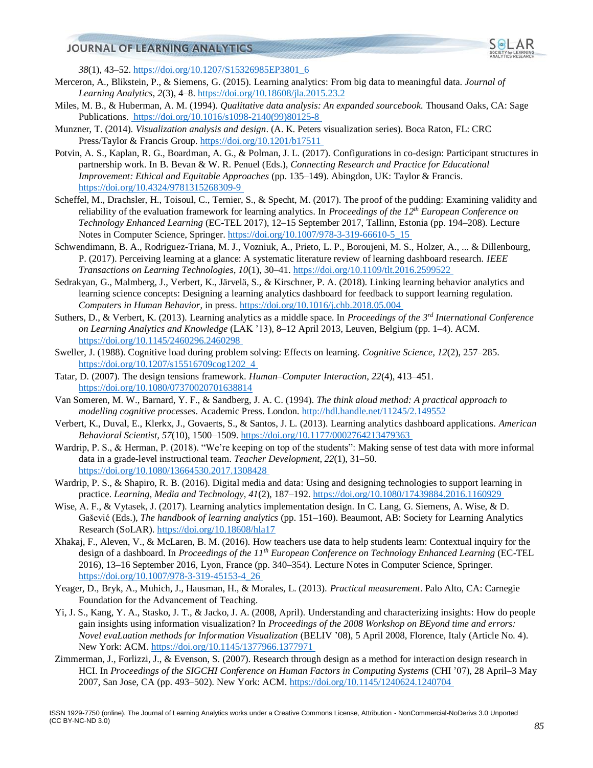*38*(1), 43–52. https://doi.org/10.1207/S15326985EP3801_6

Merceron, A., Blikstein, P., & Siemens, G. (2015). Learning analytics: From big data to meaningful data. *Journal of Learning Analytics, 2*(3), 4–8. https://doi.org/10.18608/jla.2015.23.2

Miles, M. B., & Huberman, A. M. (1994). *Qualitative data analysis: An expanded sourcebook.* Thousand Oaks, CA: Sage Publications. https://doi.org/10.1016/s1098-2140(99)80125-8

Munzner, T. (2014). *Visualization analysis and design*. (A. K. Peters visualization series). Boca Raton, FL: CRC Press/Taylor & Francis Group. https://doi.org/10.1201/b17511

Potvin, A. S., Kaplan, R. G., Boardman, A. G., & Polman, J. L. (2017). Configurations in co-design: Participant structures in partnership work. In B. Bevan & W. R. Penuel (Eds.), *Connecting Research and Practice for Educational Improvement: Ethical and Equitable Approaches* (pp. 135–149). Abingdon, UK: Taylor & Francis. https://doi.org/10.4324/9781315268309-9

Scheffel, M., Drachsler, H., Toisoul, C., Ternier, S., & Specht, M. (2017). The proof of the pudding: Examining validity and reliability of the evaluation framework for learning analytics. In *Proceedings of the 12th European Conference on Technology Enhanced Learning* (EC-TEL 2017), 12–15 September 2017, Tallinn, Estonia (pp. 194–208). Lecture Notes in Computer Science, Springer. https://doi.org/10.1007/978-3-319-66610-5_15

Schwendimann, B. A., Rodriguez-Triana, M. J., Vozniuk, A., Prieto, L. P., Boroujeni, M. S., Holzer, A., ... & Dillenbourg, P. (2017). Perceiving learning at a glance: A systematic literature review of learning dashboard research. *IEEE Transactions on Learning Technologies, 10*(1), 30–41. https://doi.org/10.1109/tlt.2016.2599522

Sedrakyan, G., Malmberg, J., Verbert, K., Järvelä, S., & Kirschner, P. A. (2018). Linking learning behavior analytics and learning science concepts: Designing a learning analytics dashboard for feedback to support learning regulation. *Computers in Human Behavior*, in press. https://doi.org/10.1016/j.chb.2018.05.004

Suthers, D., & Verbert, K. (2013). Learning analytics as a middle space. In *Proceedings of the 3rd International Conference on Learning Analytics and Knowledge* (LAK '13), 8–12 April 2013, Leuven, Belgium (pp. 1–4). ACM. https://doi.org/10.1145/2460296.2460298

Sweller, J. (1988). Cognitive load during problem solving: Effects on learning. *Cognitive Science, 12*(2), 257–285. https://doi.org/10.1207/s15516709cog1202_4

Tatar, D. (2007). The design tensions framework. *Human–Computer Interaction, 22*(4), 413–451. https://doi.org/10.1080/07370020701638814

Van Someren, M. W., Barnard, Y. F., & Sandberg, J. A. C. (1994). *The think aloud method: A practical approach to modelling cognitive processes*. Academic Press. London. http://hdl.handle.net/11245/2.149552

Verbert, K., Duval, E., Klerkx, J., Govaerts, S., & Santos, J. L. (2013). Learning analytics dashboard applications. *American Behavioral Scientist, 57*(10), 1500–1509. https://doi.org/10.1177/0002764213479363

Wardrip, P. S., & Herman, P. (2018). "We're keeping on top of the students": Making sense of test data with more informal data in a grade-level instructional team. *Teacher Development, 22*(1), 31–50. https://doi.org/10.1080/13664530.2017.1308428

Wardrip, P. S., & Shapiro, R. B. (2016). Digital media and data: Using and designing technologies to support learning in practice. *Learning, Media and Technology, 41*(2), 187–192. https://doi.org/10.1080/17439884.2016.1160929

Wise, A. F., & Vytasek, J. (2017). Learning analytics implementation design. In C. Lang, G. Siemens, A. Wise, & D. Gašević (Eds.), *The handbook of learning analytics* (pp. 151–160). Beaumont, AB: Society for Learning Analytics Research (SoLAR). https://doi.org/10.18608/hla17

Xhakaj, F., Aleven, V., & McLaren, B. M. (2016). How teachers use data to help students learn: Contextual inquiry for the design of a dashboard. In *Proceedings of the 11th European Conference on Technology Enhanced Learning* (EC-TEL 2016), 13–16 September 2016, Lyon, France (pp. 340–354). Lecture Notes in Computer Science, Springer. https://doi.org/10.1007/978-3-319-45153-4_26

Yeager, D., Bryk, A., Muhich, J., Hausman, H., & Morales, L. (2013). *Practical measurement*. Palo Alto, CA: Carnegie Foundation for the Advancement of Teaching.

Yi, J. S., Kang, Y. A., Stasko, J. T., & Jacko, J. A. (2008, April). Understanding and characterizing insights: How do people gain insights using information visualization? In *Proceedings of the 2008 Workshop on BEyond time and errors: Novel evaLuation methods for Information Visualization* (BELIV '08), 5 April 2008, Florence, Italy (Article No. 4). New York: ACM. https://doi.org/10.1145/1377966.1377971

Zimmerman, J., Forlizzi, J., & Evenson, S. (2007). Research through design as a method for interaction design research in HCI. In *Proceedings of the SIGCHI Conference on Human Factors in Computing Systems* (CHI '07), 28 April–3 May 2007, San Jose, CA (pp. 493–502). New York: ACM. https://doi.org/10.1145/1240624.1240704